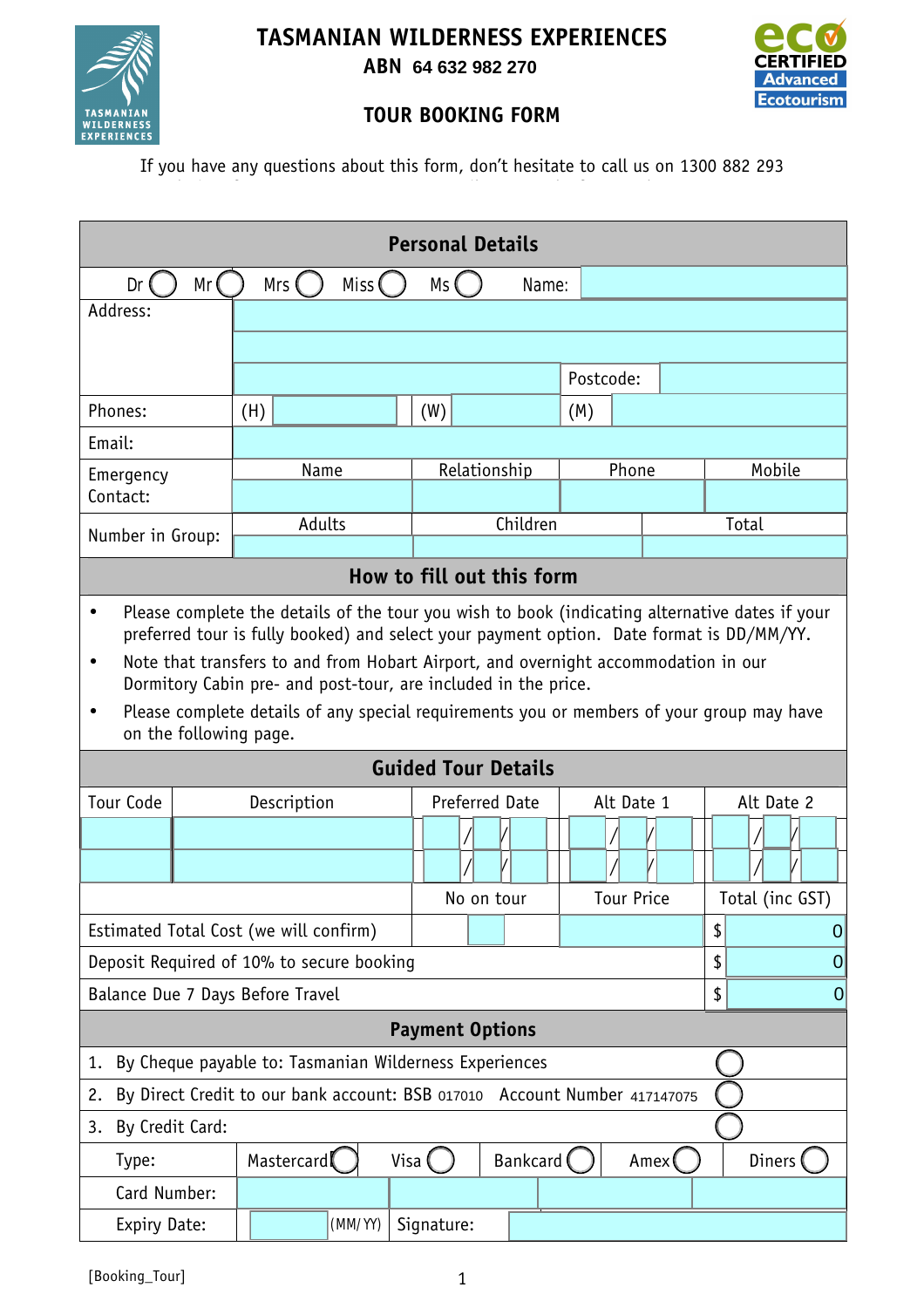# TASMANIAN WILDERNESS EXPERIENCES

**ABN 64 632 982 270**

## TOUR BOOKING FORM

If you have any questions about this form, don't hesitate to call us on 1300 882 293

### Personal Details

| | | | | |
|---|---|---|---|---|
| Dr ◯ Mr ◯ Mrs ◯ Miss ◯ Ms ◯ | Name: | | | |
| Address: | | | | |
| | | | | |
| | | | Postcode: | |
| Phones: | (H) | (W) | (M) | |
| Email: | | | | |
| Emergency Contact: | Name | Relationship | Phone | Mobile |
| | | | | |
| Number in Group: | Adults | Children | Total | |
| | | | | |

### How to fill out this form

- Please complete the details of the tour you wish to book (indicating alternative dates if your preferred tour is fully booked) and select your payment option. Date format is DD/MM/YY.
- Note that transfers to and from Hobart Airport, and overnight accommodation in our Dormitory Cabin pre- and post-tour, are included in the price.
- Please complete details of any special requirements you or members of your group may have on the following page.

### Guided Tour Details

| Tour Code | Description | Preferred Date | Alt Date 1 | Alt Date 2 |
|---|---|---|---|---|
| | | / / | / / | / / |
| | | / / | / / | / / |
| | | No on tour | Tour Price | Total (inc GST) |
| Estimated Total Cost (we will confirm) | | | | $ 0 |
| Deposit Required of 10% to secure booking | | | | $ 0 |
| Balance Due 7 Days Before Travel | | | | $ 0 |

### Payment Options

1. By Cheque payable to: Tasmanian Wilderness Experiences ◯
2. By Direct Credit to our bank account: BSB 017010 Account Number 417147075 ◯
3. By Credit Card: ◯

| | | | | | |
|---|---|---|---|---|---|
| Type: | Mastercard ◯ | Visa ◯ | Bankcard ◯ | Amex ◯ | Diners ◯ |
| Card Number: | | | | | |
| Expiry Date: | (MM/YY) | Signature: | | | |

[Booking_Tour]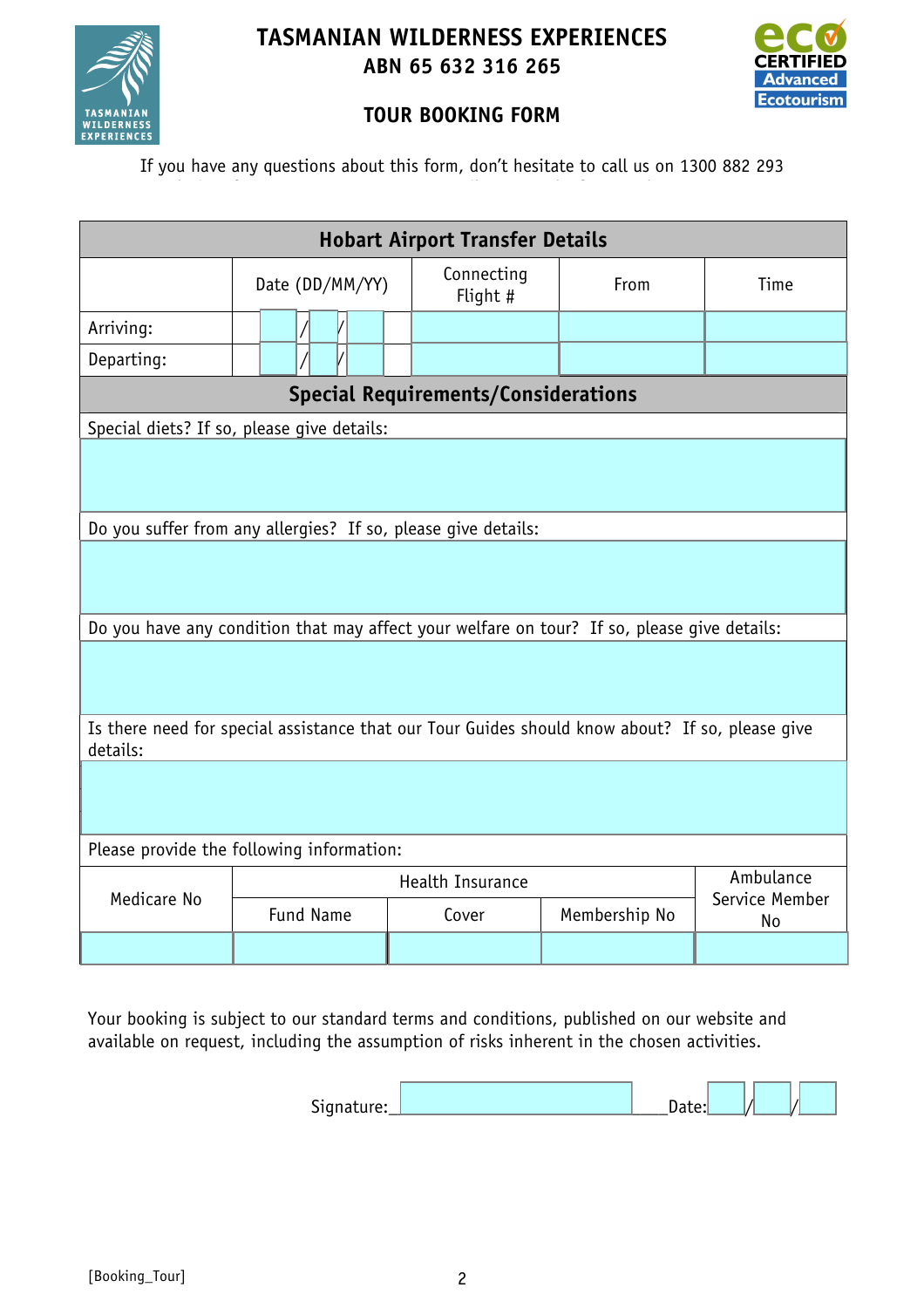# TASMANIAN WILDERNESS EXPERIENCES

**ABN 65 632 316 265**

## TOUR BOOKING FORM

If you have any questions about this form, don't hesitate to call us on 1300 882 293

| Hobart Airport Transfer Details | | | | |
|---|---|---|---|---|
| | Date (DD/MM/YY) | Connecting Flight # | From | Time |
| Arriving: | / / | | | |
| Departing: | / / | | | |

**Special Requirements/Considerations**

Special diets? If so, please give details:

Do you suffer from any allergies? If so, please give details:

Do you have any condition that may affect your welfare on tour? If so, please give details:

Is there need for special assistance that our Tour Guides should know about? If so, please give details:

Please provide the following information:

| Medicare No | Health Insurance | | | Ambulance Service Member No |
|---|---|---|---|---|
| | Fund Name | Cover | Membership No | |
| | | | | |

Your booking is subject to our standard terms and conditions, published on our website and available on request, including the assumption of risks inherent in the chosen activities.

Signature:\_\_\_\_\_\_\_\_\_\_\_\_\_\_\_\_\_\_\_\_ Date: / /

[Booking_Tour]